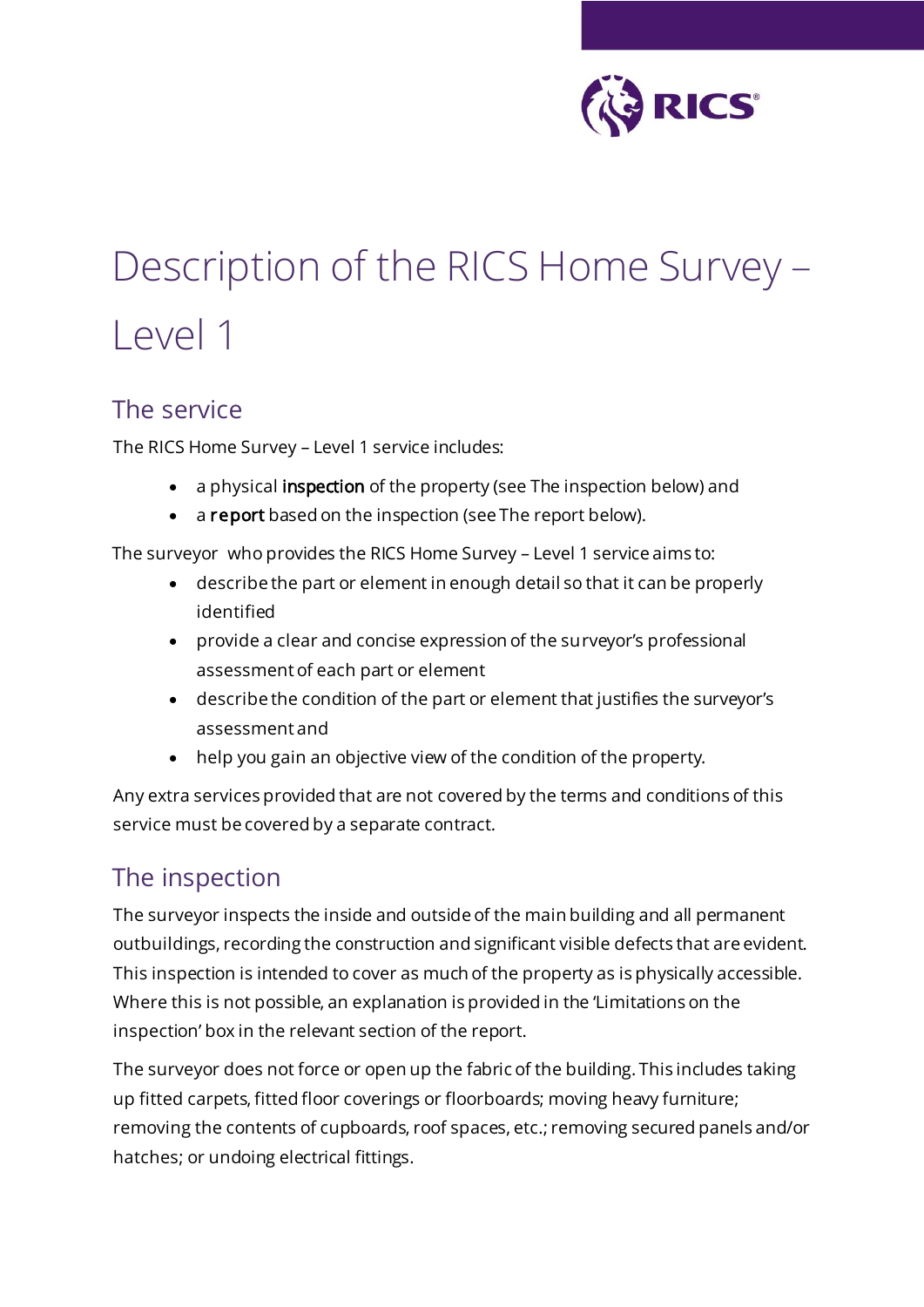# Description of the RICS Home Survey – Level 1

## The service

The RICS Home Survey – Level 1 service includes:

- a physical **inspection** of the property (see The inspection below) and
- a **report** based on the inspection (see The report below).

The surveyor who provides the RICS Home Survey – Level 1 service aims to:

- describe the part or element in enough detail so that it can be properly identified
- provide a clear and concise expression of the surveyor's professional assessment of each part or element
- describe the condition of the part or element that justifies the surveyor's assessment and
- help you gain an objective view of the condition of the property.

Any extra services provided that are not covered by the terms and conditions of this service must be covered by a separate contract.

## The inspection

The surveyor inspects the inside and outside of the main building and all permanent outbuildings, recording the construction and significant visible defects that are evident. This inspection is intended to cover as much of the property as is physically accessible. Where this is not possible, an explanation is provided in the 'Limitations on the inspection' box in the relevant section of the report.

The surveyor does not force or open up the fabric of the building. This includes taking up fitted carpets, fitted floor coverings or floorboards; moving heavy furniture; removing the contents of cupboards, roof spaces, etc.; removing secured panels and/or hatches; or undoing electrical fittings.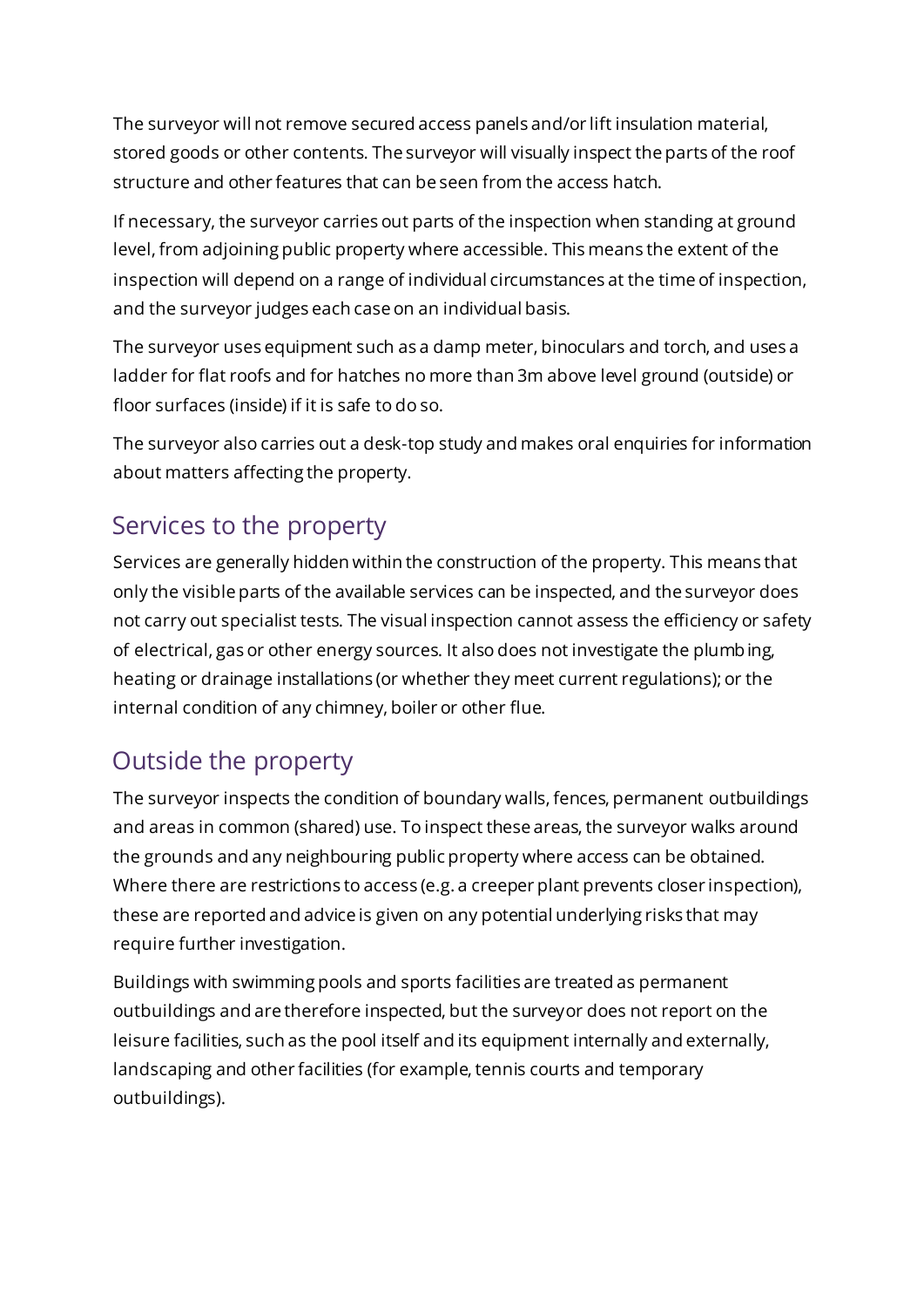The surveyor will not remove secured access panels and/or lift insulation material, stored goods or other contents. The surveyor will visually inspect the parts of the roof structure and other features that can be seen from the access hatch.

If necessary, the surveyor carries out parts of the inspection when standing at ground level, from adjoining public property where accessible. This means the extent of the inspection will depend on a range of individual circumstances at the time of inspection, and the surveyor judges each case on an individual basis.

The surveyor uses equipment such as a damp meter, binoculars and torch, and uses a ladder for flat roofs and for hatches no more than 3m above level ground (outside) or floor surfaces (inside) if it is safe to do so.

The surveyor also carries out a desk-top study and makes oral enquiries for information about matters affecting the property.

## Services to the property

Services are generally hidden within the construction of the property. This means that only the visible parts of the available services can be inspected, and the surveyor does not carry out specialist tests. The visual inspection cannot assess the efficiency or safety of electrical, gas or other energy sources. It also does not investigate the plumbing, heating or drainage installations (or whether they meet current regulations); or the internal condition of any chimney, boiler or other flue.

## Outside the property

The surveyor inspects the condition of boundary walls, fences, permanent outbuildings and areas in common (shared) use. To inspect these areas, the surveyor walks around the grounds and any neighbouring public property where access can be obtained. Where there are restrictions to access (e.g. a creeper plant prevents closer inspection), these are reported and advice is given on any potential underlying risks that may require further investigation.

Buildings with swimming pools and sports facilities are treated as permanent outbuildings and are therefore inspected, but the surveyor does not report on the leisure facilities, such as the pool itself and its equipment internally and externally, landscaping and other facilities (for example, tennis courts and temporary outbuildings).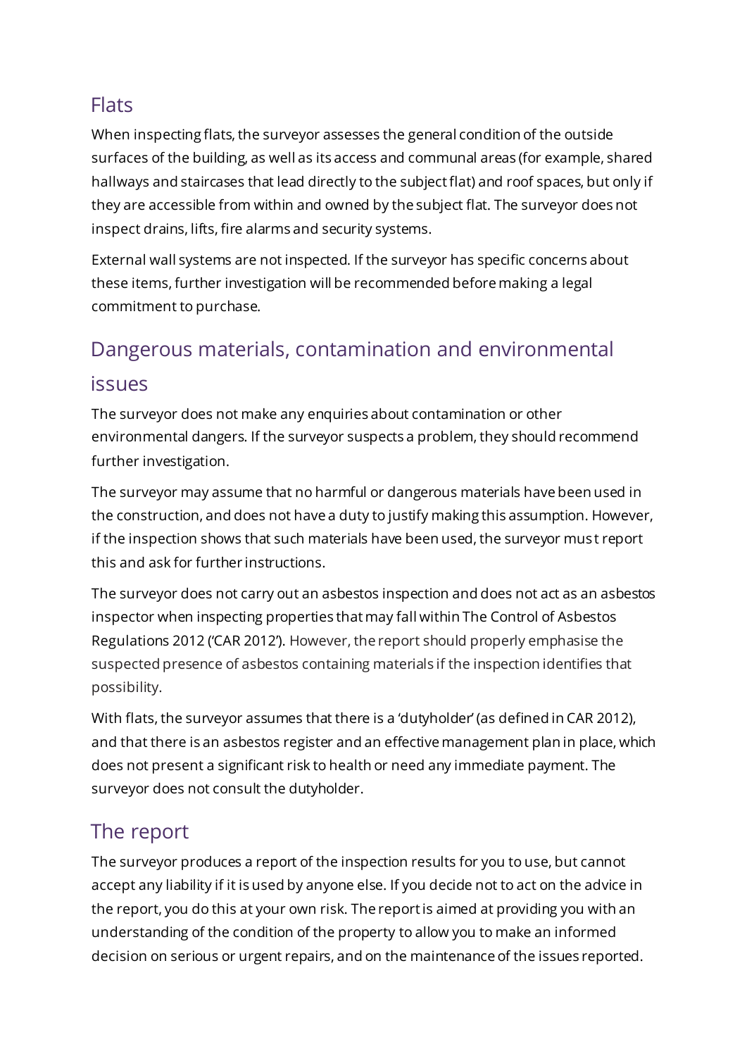## Flats

When inspecting flats, the surveyor assesses the general condition of the outside surfaces of the building, as well as its access and communal areas (for example, shared hallways and staircases that lead directly to the subject flat) and roof spaces, but only if they are accessible from within and owned by the subject flat. The surveyor does not inspect drains, lifts, fire alarms and security systems.

External wall systems are not inspected. If the surveyor has specific concerns about these items, further investigation will be recommended before making a legal commitment to purchase.

## Dangerous materials, contamination and environmental issues

The surveyor does not make any enquiries about contamination or other environmental dangers. If the surveyor suspects a problem, they should recommend further investigation.

The surveyor may assume that no harmful or dangerous materials have been used in the construction, and does not have a duty to justify making this assumption. However, if the inspection shows that such materials have been used, the surveyor must report this and ask for further instructions.

The surveyor does not carry out an asbestos inspection and does not act as an asbestos inspector when inspecting properties that may fall within The Control of Asbestos Regulations 2012 ('CAR 2012'). However, the report should properly emphasise the suspected presence of asbestos containing materials if the inspection identifies that possibility.

With flats, the surveyor assumes that there is a 'dutyholder' (as defined in CAR 2012), and that there is an asbestos register and an effective management plan in place, which does not present a significant risk to health or need any immediate payment. The surveyor does not consult the dutyholder.

## The report

The surveyor produces a report of the inspection results for you to use, but cannot accept any liability if it is used by anyone else. If you decide not to act on the advice in the report, you do this at your own risk. The report is aimed at providing you with an understanding of the condition of the property to allow you to make an informed decision on serious or urgent repairs, and on the maintenance of the issues reported.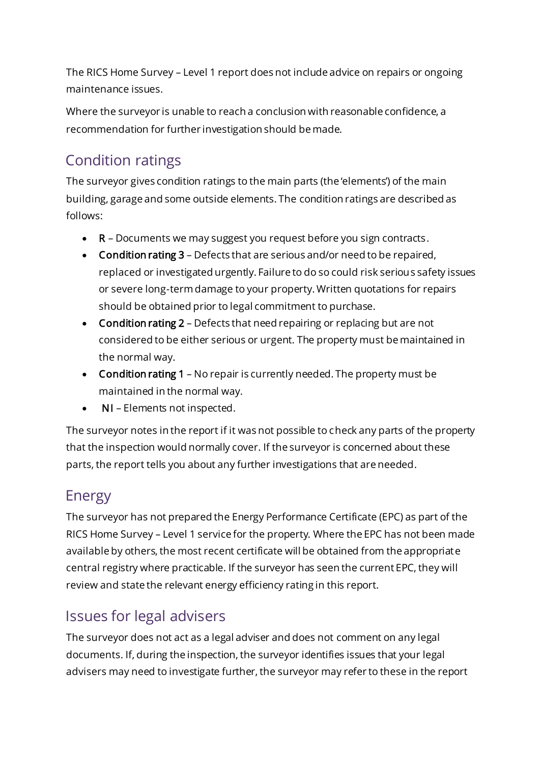The RICS Home Survey – Level 1 report does not include advice on repairs or ongoing maintenance issues.

Where the surveyor is unable to reach a conclusion with reasonable confidence, a recommendation for further investigation should be made.

## Condition ratings

The surveyor gives condition ratings to the main parts (the 'elements') of the main building, garage and some outside elements. The condition ratings are described as follows:

- **R** – Documents we may suggest you request before you sign contracts.
- **Condition rating 3** – Defects that are serious and/or need to be repaired, replaced or investigated urgently. Failure to do so could risk serious safety issues or severe long-term damage to your property. Written quotations for repairs should be obtained prior to legal commitment to purchase.
- **Condition rating 2** – Defects that need repairing or replacing but are not considered to be either serious or urgent. The property must be maintained in the normal way.
- **Condition rating 1** – No repair is currently needed. The property must be maintained in the normal way.
- **NI** – Elements not inspected.

The surveyor notes in the report if it was not possible to check any parts of the property that the inspection would normally cover. If the surveyor is concerned about these parts, the report tells you about any further investigations that are needed.

## Energy

The surveyor has not prepared the Energy Performance Certificate (EPC) as part of the RICS Home Survey – Level 1 service for the property. Where the EPC has not been made available by others, the most recent certificate will be obtained from the appropriate central registry where practicable. If the surveyor has seen the current EPC, they will review and state the relevant energy efficiency rating in this report.

## Issues for legal advisers

The surveyor does not act as a legal adviser and does not comment on any legal documents. If, during the inspection, the surveyor identifies issues that your legal advisers may need to investigate further, the surveyor may refer to these in the report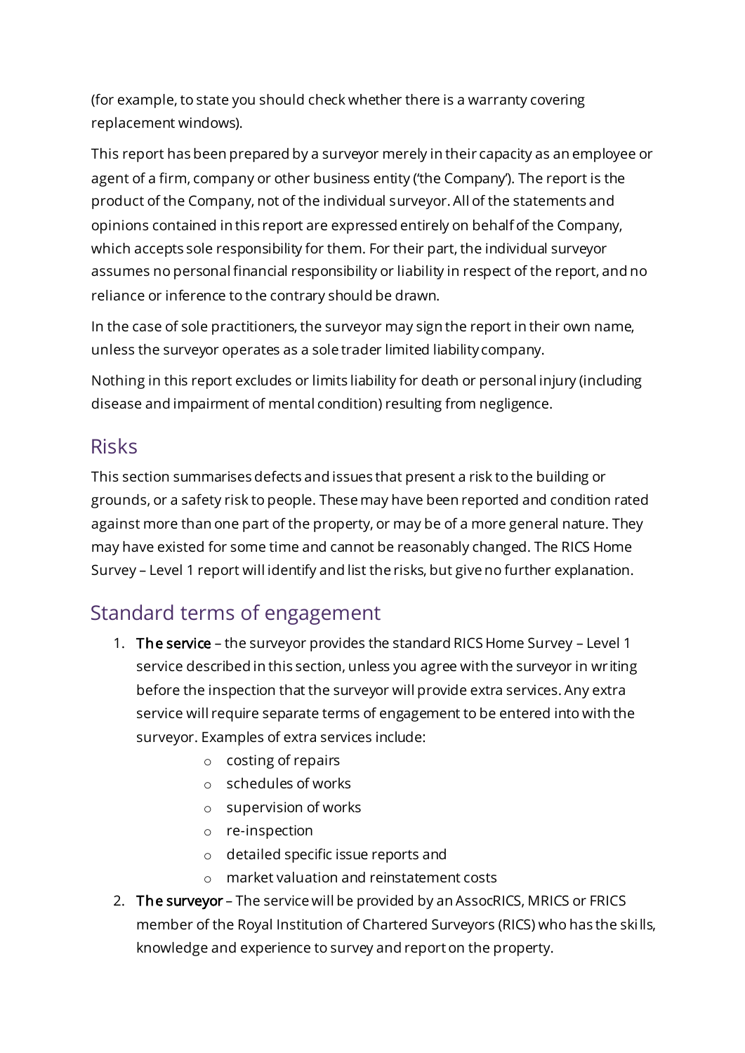(for example, to state you should check whether there is a warranty covering replacement windows).

This report has been prepared by a surveyor merely in their capacity as an employee or agent of a firm, company or other business entity ('the Company'). The report is the product of the Company, not of the individual surveyor. All of the statements and opinions contained in this report are expressed entirely on behalf of the Company, which accepts sole responsibility for them. For their part, the individual surveyor assumes no personal financial responsibility or liability in respect of the report, and no reliance or inference to the contrary should be drawn.

In the case of sole practitioners, the surveyor may sign the report in their own name, unless the surveyor operates as a sole trader limited liability company.

Nothing in this report excludes or limits liability for death or personal injury (including disease and impairment of mental condition) resulting from negligence.

## Risks

This section summarises defects and issues that present a risk to the building or grounds, or a safety risk to people. These may have been reported and condition rated against more than one part of the property, or may be of a more general nature. They may have existed for some time and cannot be reasonably changed. The RICS Home Survey – Level 1 report will identify and list the risks, but give no further explanation.

## Standard terms of engagement

1. **The service** – the surveyor provides the standard RICS Home Survey – Level 1 service described in this section, unless you agree with the surveyor in writing before the inspection that the surveyor will provide extra services. Any extra service will require separate terms of engagement to be entered into with the surveyor. Examples of extra services include:
    - costing of repairs
    - schedules of works
    - supervision of works
    - re-inspection
    - detailed specific issue reports and
    - market valuation and reinstatement costs
2. **The surveyor** – The service will be provided by an AssocRICS, MRICS or FRICS member of the Royal Institution of Chartered Surveyors (RICS) who has the skills, knowledge and experience to survey and report on the property.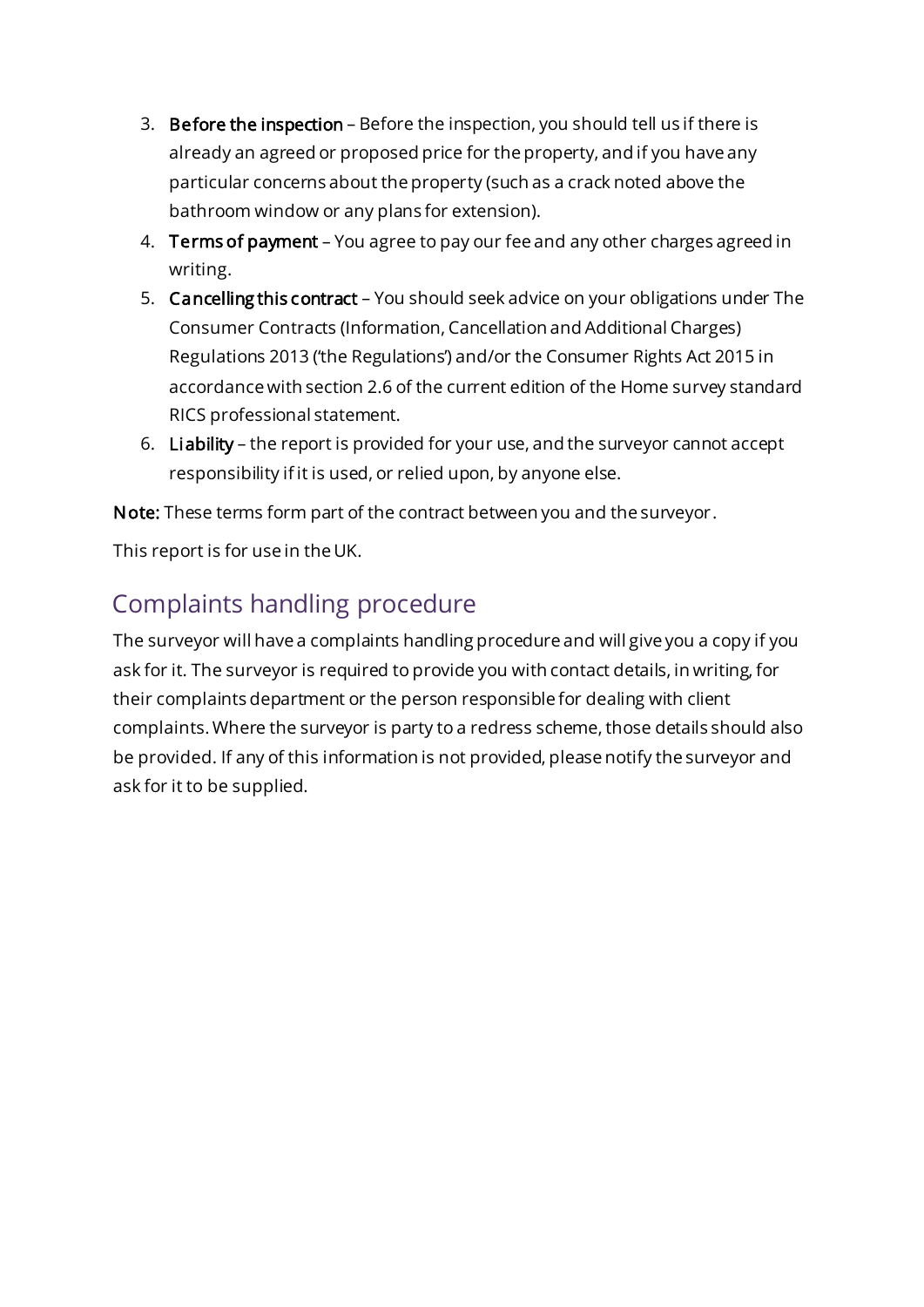3. **Before the inspection** – Before the inspection, you should tell us if there is already an agreed or proposed price for the property, and if you have any particular concerns about the property (such as a crack noted above the bathroom window or any plans for extension).
4. **Terms of payment** – You agree to pay our fee and any other charges agreed in writing.
5. **Cancelling this contract** – You should seek advice on your obligations under The Consumer Contracts (Information, Cancellation and Additional Charges) Regulations 2013 ('the Regulations') and/or the Consumer Rights Act 2015 in accordance with section 2.6 of the current edition of the Home survey standard RICS professional statement.
6. **Liability** – the report is provided for your use, and the surveyor cannot accept responsibility if it is used, or relied upon, by anyone else.

**Note:** These terms form part of the contract between you and the surveyor.

This report is for use in the UK.

## Complaints handling procedure

The surveyor will have a complaints handling procedure and will give you a copy if you ask for it. The surveyor is required to provide you with contact details, in writing, for their complaints department or the person responsible for dealing with client complaints. Where the surveyor is party to a redress scheme, those details should also be provided. If any of this information is not provided, please notify the surveyor and ask for it to be supplied.